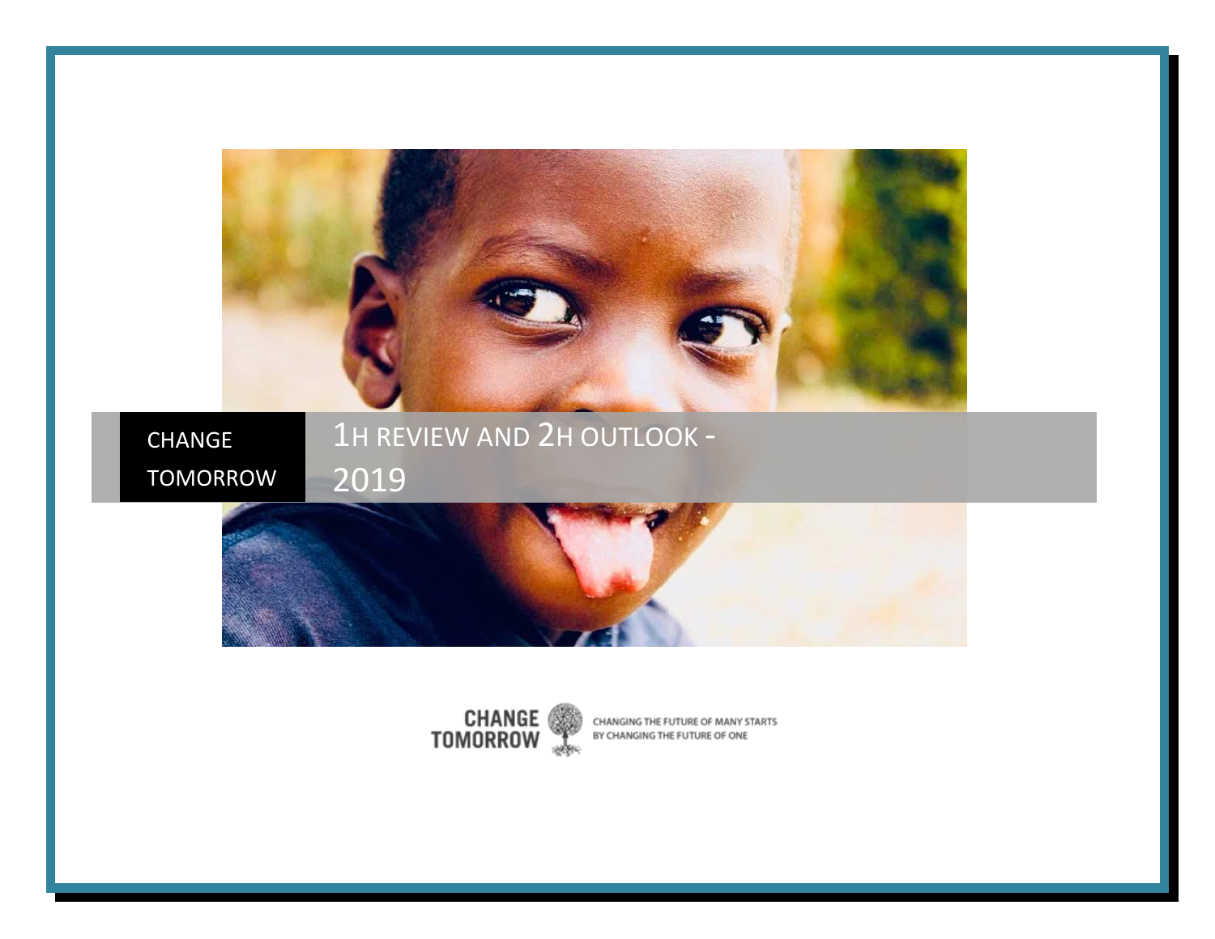CHANGE TOMORROW

# 1H REVIEW AND 2H OUTLOOK - 2019

CHANGE TOMORROW

CHANGING THE FUTURE OF MANY STARTS BY CHANGING THE FUTURE OF ONE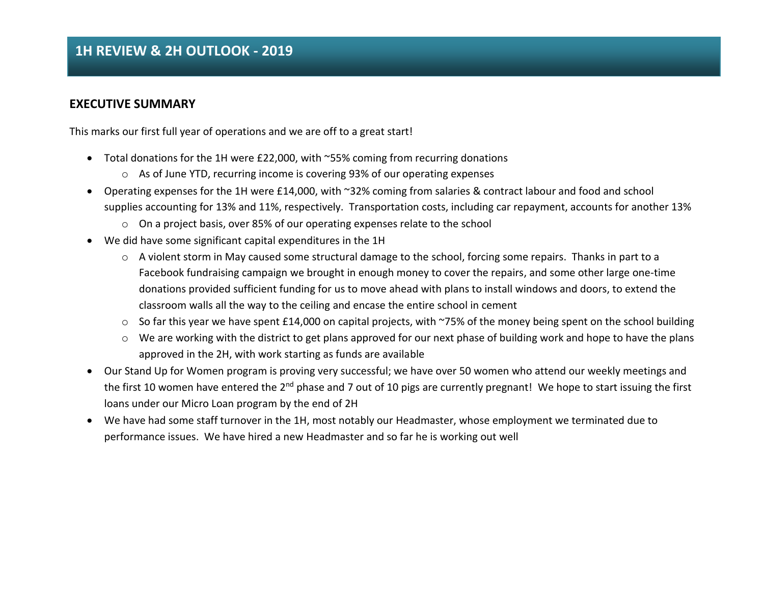# 1H REVIEW & 2H OUTLOOK - 2019

## EXECUTIVE SUMMARY

This marks our first full year of operations and we are off to a great start!

- Total donations for the 1H were £22,000, with ~55% coming from recurring donations
  - As of June YTD, recurring income is covering 93% of our operating expenses
- Operating expenses for the 1H were £14,000, with ~32% coming from salaries & contract labour and food and school supplies accounting for 13% and 11%, respectively. Transportation costs, including car repayment, accounts for another 13%
  - On a project basis, over 85% of our operating expenses relate to the school
- We did have some significant capital expenditures in the 1H
  - A violent storm in May caused some structural damage to the school, forcing some repairs. Thanks in part to a Facebook fundraising campaign we brought in enough money to cover the repairs, and some other large one-time donations provided sufficient funding for us to move ahead with plans to install windows and doors, to extend the classroom walls all the way to the ceiling and encase the entire school in cement
  - So far this year we have spent £14,000 on capital projects, with ~75% of the money being spent on the school building
  - We are working with the district to get plans approved for our next phase of building work and hope to have the plans approved in the 2H, with work starting as funds are available
- Our Stand Up for Women program is proving very successful; we have over 50 women who attend our weekly meetings and the first 10 women have entered the 2nd phase and 7 out of 10 pigs are currently pregnant! We hope to start issuing the first loans under our Micro Loan program by the end of 2H
- We have had some staff turnover in the 1H, most notably our Headmaster, whose employment we terminated due to performance issues. We have hired a new Headmaster and so far he is working out well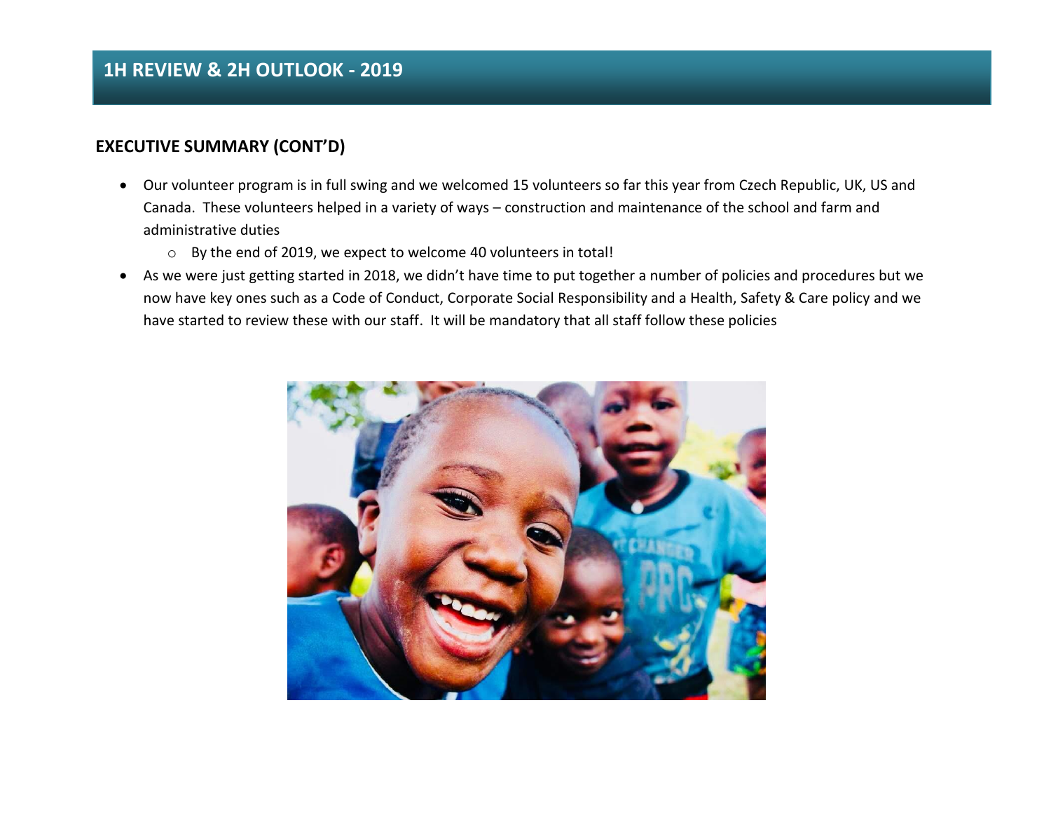# 1H REVIEW & 2H OUTLOOK - 2019

## EXECUTIVE SUMMARY (CONT'D)

- Our volunteer program is in full swing and we welcomed 15 volunteers so far this year from Czech Republic, UK, US and Canada. These volunteers helped in a variety of ways – construction and maintenance of the school and farm and administrative duties
  - By the end of 2019, we expect to welcome 40 volunteers in total!
- As we were just getting started in 2018, we didn't have time to put together a number of policies and procedures but we now have key ones such as a Code of Conduct, Corporate Social Responsibility and a Health, Safety & Care policy and we have started to review these with our staff. It will be mandatory that all staff follow these policies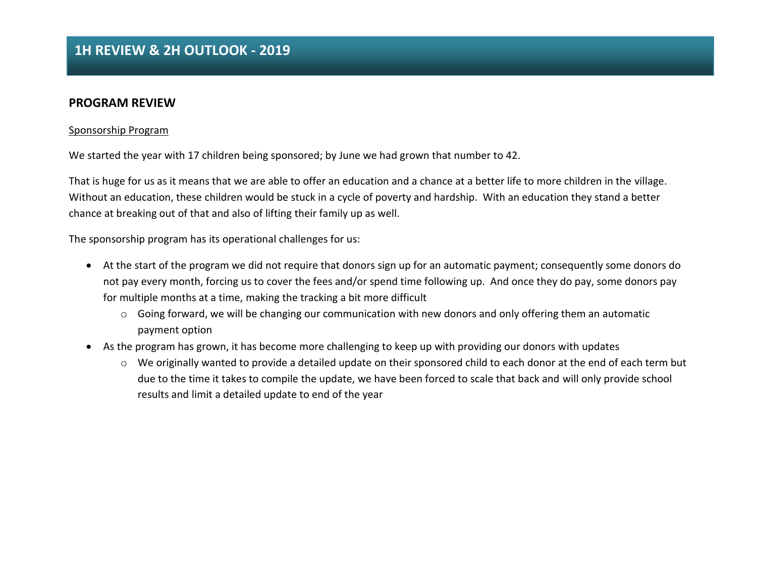# 1H REVIEW & 2H OUTLOOK - 2019

## PROGRAM REVIEW

<u>Sponsorship Program</u>

We started the year with 17 children being sponsored; by June we had grown that number to 42.

That is huge for us as it means that we are able to offer an education and a chance at a better life to more children in the village. Without an education, these children would be stuck in a cycle of poverty and hardship. With an education they stand a better chance at breaking out of that and also of lifting their family up as well.

The sponsorship program has its operational challenges for us:

- At the start of the program we did not require that donors sign up for an automatic payment; consequently some donors do not pay every month, forcing us to cover the fees and/or spend time following up. And once they do pay, some donors pay for multiple months at a time, making the tracking a bit more difficult
  - Going forward, we will be changing our communication with new donors and only offering them an automatic payment option
- As the program has grown, it has become more challenging to keep up with providing our donors with updates
  - We originally wanted to provide a detailed update on their sponsored child to each donor at the end of each term but due to the time it takes to compile the update, we have been forced to scale that back and will only provide school results and limit a detailed update to end of the year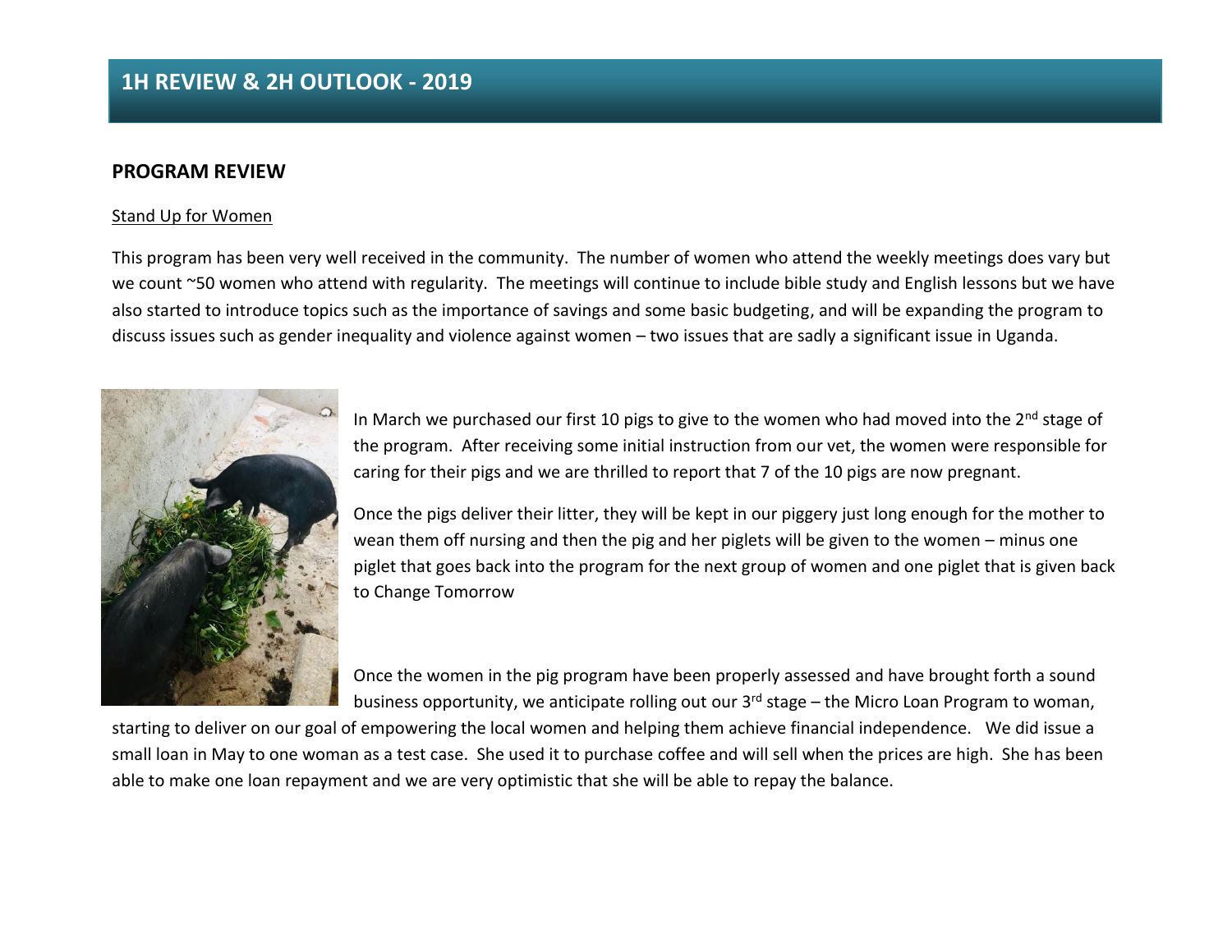# 1H REVIEW & 2H OUTLOOK - 2019

## PROGRAM REVIEW

Stand Up for Women

This program has been very well received in the community. The number of women who attend the weekly meetings does vary but we count ~50 women who attend with regularity. The meetings will continue to include bible study and English lessons but we have also started to introduce topics such as the importance of savings and some basic budgeting, and will be expanding the program to discuss issues such as gender inequality and violence against women – two issues that are sadly a significant issue in Uganda.

In March we purchased our first 10 pigs to give to the women who had moved into the 2nd stage of the program. After receiving some initial instruction from our vet, the women were responsible for caring for their pigs and we are thrilled to report that 7 of the 10 pigs are now pregnant.

Once the pigs deliver their litter, they will be kept in our piggery just long enough for the mother to wean them off nursing and then the pig and her piglets will be given to the women – minus one piglet that goes back into the program for the next group of women and one piglet that is given back to Change Tomorrow

Once the women in the pig program have been properly assessed and have brought forth a sound business opportunity, we anticipate rolling out our 3rd stage – the Micro Loan Program to woman, starting to deliver on our goal of empowering the local women and helping them achieve financial independence. We did issue a small loan in May to one woman as a test case. She used it to purchase coffee and will sell when the prices are high. She has been able to make one loan repayment and we are very optimistic that she will be able to repay the balance.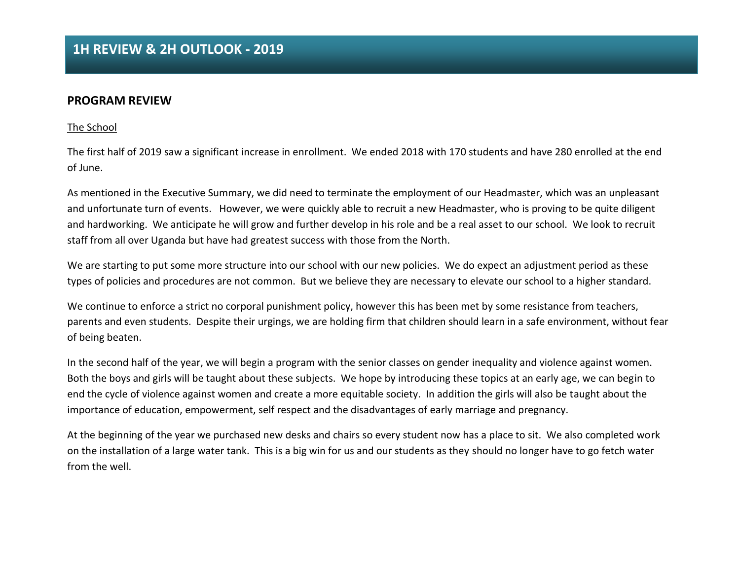# 1H REVIEW & 2H OUTLOOK - 2019

## PROGRAM REVIEW

The School

The first half of 2019 saw a significant increase in enrollment. We ended 2018 with 170 students and have 280 enrolled at the end of June.

As mentioned in the Executive Summary, we did need to terminate the employment of our Headmaster, which was an unpleasant and unfortunate turn of events. However, we were quickly able to recruit a new Headmaster, who is proving to be quite diligent and hardworking. We anticipate he will grow and further develop in his role and be a real asset to our school. We look to recruit staff from all over Uganda but have had greatest success with those from the North.

We are starting to put some more structure into our school with our new policies. We do expect an adjustment period as these types of policies and procedures are not common. But we believe they are necessary to elevate our school to a higher standard.

We continue to enforce a strict no corporal punishment policy, however this has been met by some resistance from teachers, parents and even students. Despite their urgings, we are holding firm that children should learn in a safe environment, without fear of being beaten.

In the second half of the year, we will begin a program with the senior classes on gender inequality and violence against women. Both the boys and girls will be taught about these subjects. We hope by introducing these topics at an early age, we can begin to end the cycle of violence against women and create a more equitable society. In addition the girls will also be taught about the importance of education, empowerment, self respect and the disadvantages of early marriage and pregnancy.

At the beginning of the year we purchased new desks and chairs so every student now has a place to sit. We also completed work on the installation of a large water tank. This is a big win for us and our students as they should no longer have to go fetch water from the well.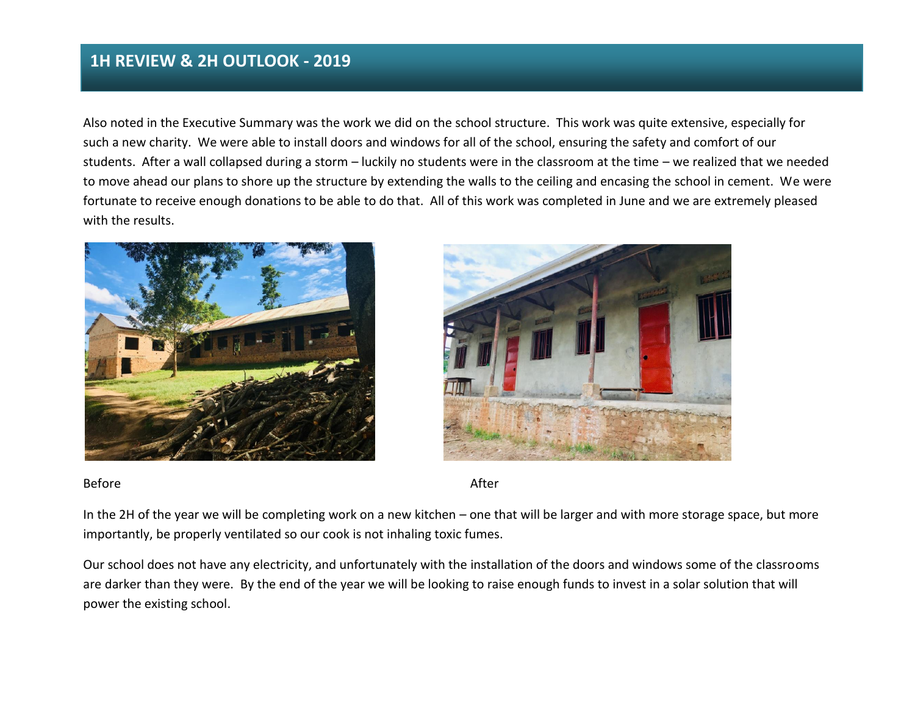## 1H REVIEW & 2H OUTLOOK - 2019

Also noted in the Executive Summary was the work we did on the school structure. This work was quite extensive, especially for such a new charity. We were able to install doors and windows for all of the school, ensuring the safety and comfort of our students. After a wall collapsed during a storm – luckily no students were in the classroom at the time – we realized that we needed to move ahead our plans to shore up the structure by extending the walls to the ceiling and encasing the school in cement. We were fortunate to receive enough donations to be able to do that. All of this work was completed in June and we are extremely pleased with the results.

Before

After

In the 2H of the year we will be completing work on a new kitchen – one that will be larger and with more storage space, but more importantly, be properly ventilated so our cook is not inhaling toxic fumes.

Our school does not have any electricity, and unfortunately with the installation of the doors and windows some of the classrooms are darker than they were. By the end of the year we will be looking to raise enough funds to invest in a solar solution that will power the existing school.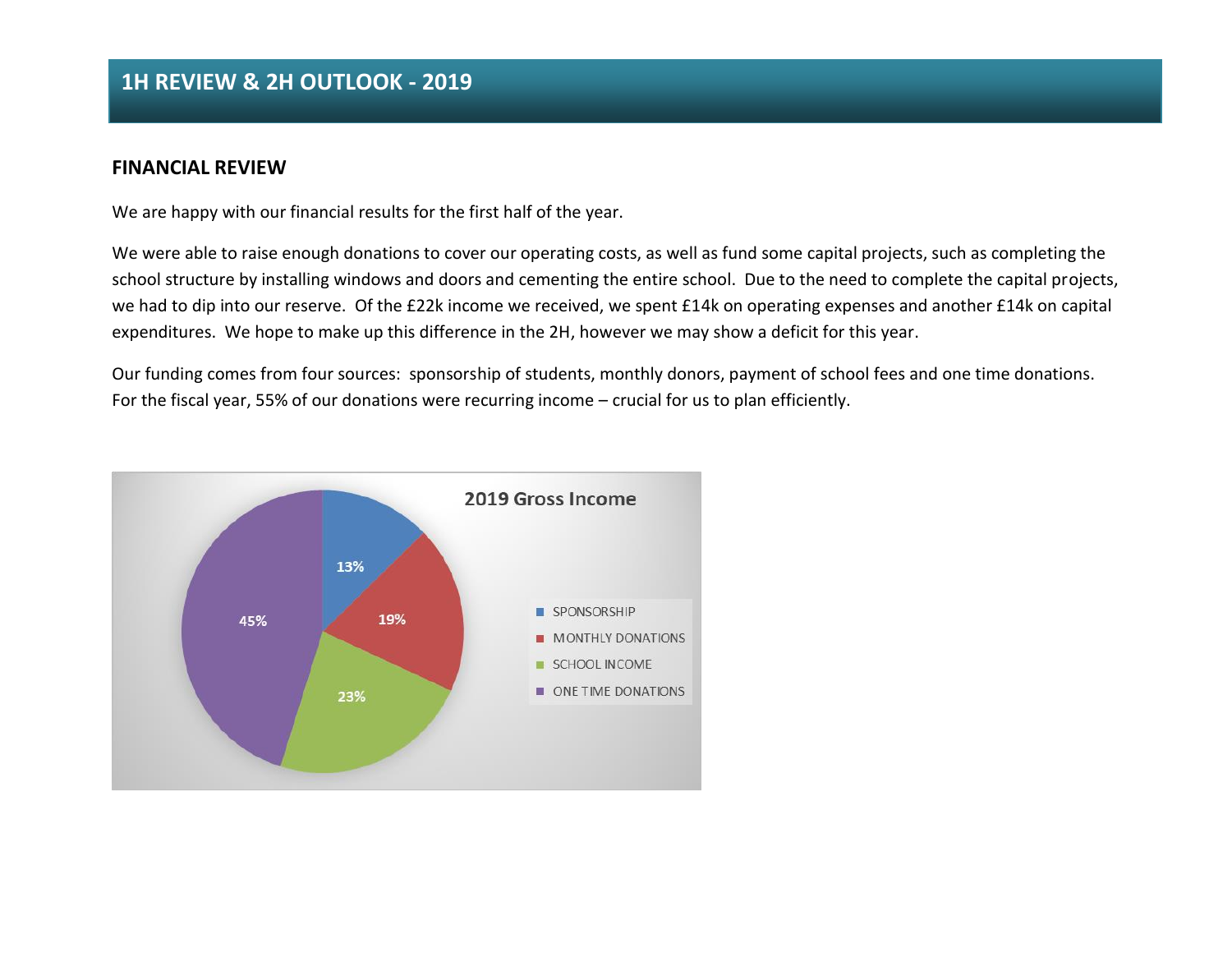# 1H REVIEW & 2H OUTLOOK - 2019

## FINANCIAL REVIEW

We are happy with our financial results for the first half of the year.

We were able to raise enough donations to cover our operating costs, as well as fund some capital projects, such as completing the school structure by installing windows and doors and cementing the entire school. Due to the need to complete the capital projects, we had to dip into our reserve. Of the £22k income we received, we spent £14k on operating expenses and another £14k on capital expenditures. We hope to make up this difference in the 2H, however we may show a deficit for this year.

Our funding comes from four sources: sponsorship of students, monthly donors, payment of school fees and one time donations. For the fiscal year, 55% of our donations were recurring income – crucial for us to plan efficiently.

**2019 Gross Income**

| Source | Share |
| --- | --- |
| SPONSORSHIP | 13% |
| MONTHLY DONATIONS | 19% |
| SCHOOL INCOME | 23% |
| ONE TIME DONATIONS | 45% |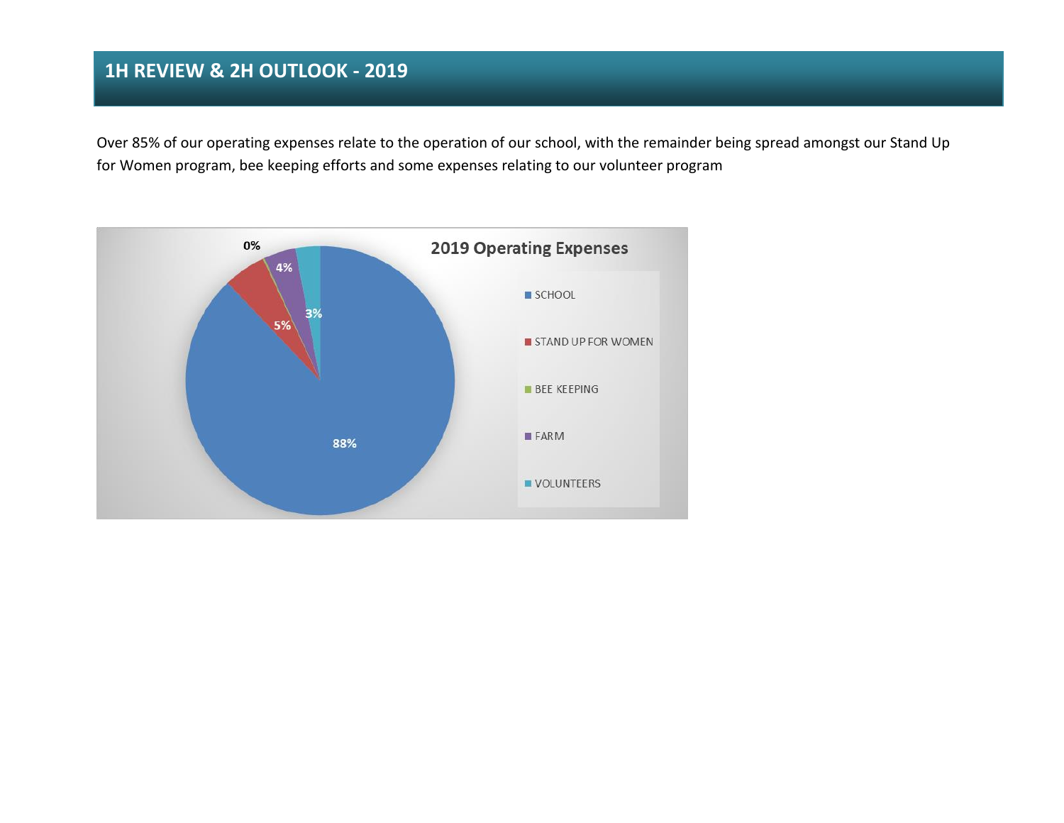## 1H REVIEW & 2H OUTLOOK - 2019

Over 85% of our operating expenses relate to the operation of our school, with the remainder being spread amongst our Stand Up for Women program, bee keeping efforts and some expenses relating to our volunteer program

**2019 Operating Expenses**

| Category | Share |
|---|---|
| SCHOOL | 88% |
| STAND UP FOR WOMEN | 5% |
| BEE KEEPING | 0% |
| FARM | 4% |
| VOLUNTEERS | 3% |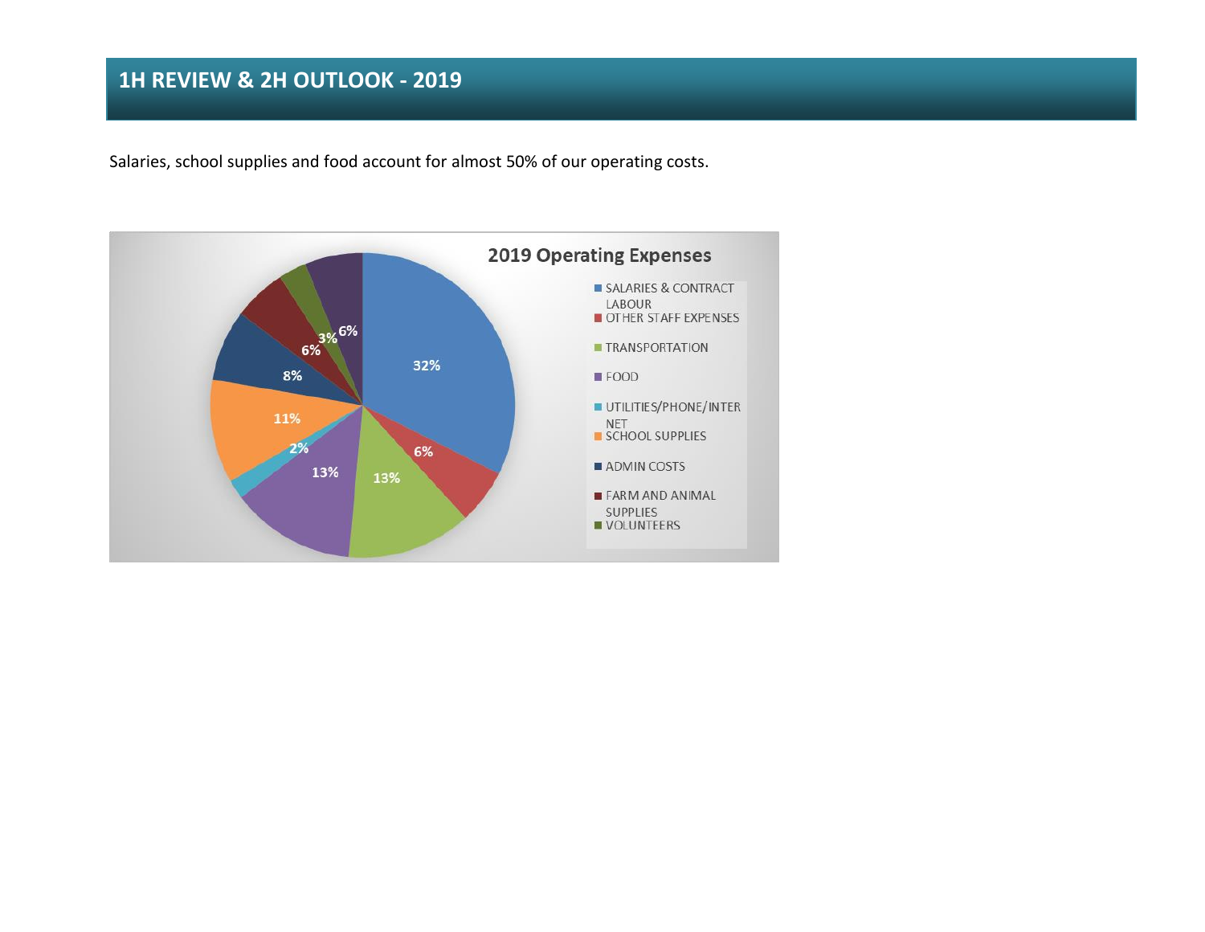# 1H REVIEW & 2H OUTLOOK - 2019

Salaries, school supplies and food account for almost 50% of our operating costs.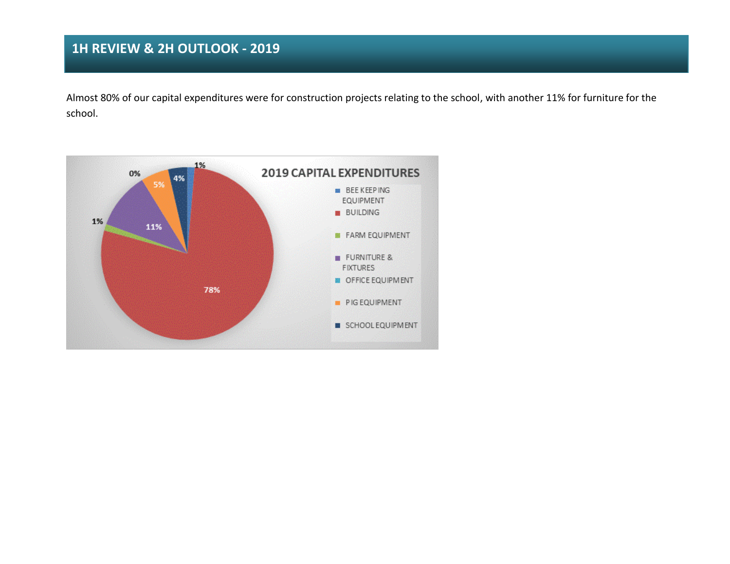## 1H REVIEW & 2H OUTLOOK - 2019

Almost 80% of our capital expenditures were for construction projects relating to the school, with another 11% for furniture for the school.

2019 CAPITAL EXPENDITURES

1%
0%
4%
5%
1%
11%
78%

BEE KEEPING EQUIPMENT
BUILDING
FARM EQUIPMENT
FURNITURE & FIXTURES
OFFICE EQUIPMENT
PIG EQUIPMENT
SCHOOL EQUIPMENT